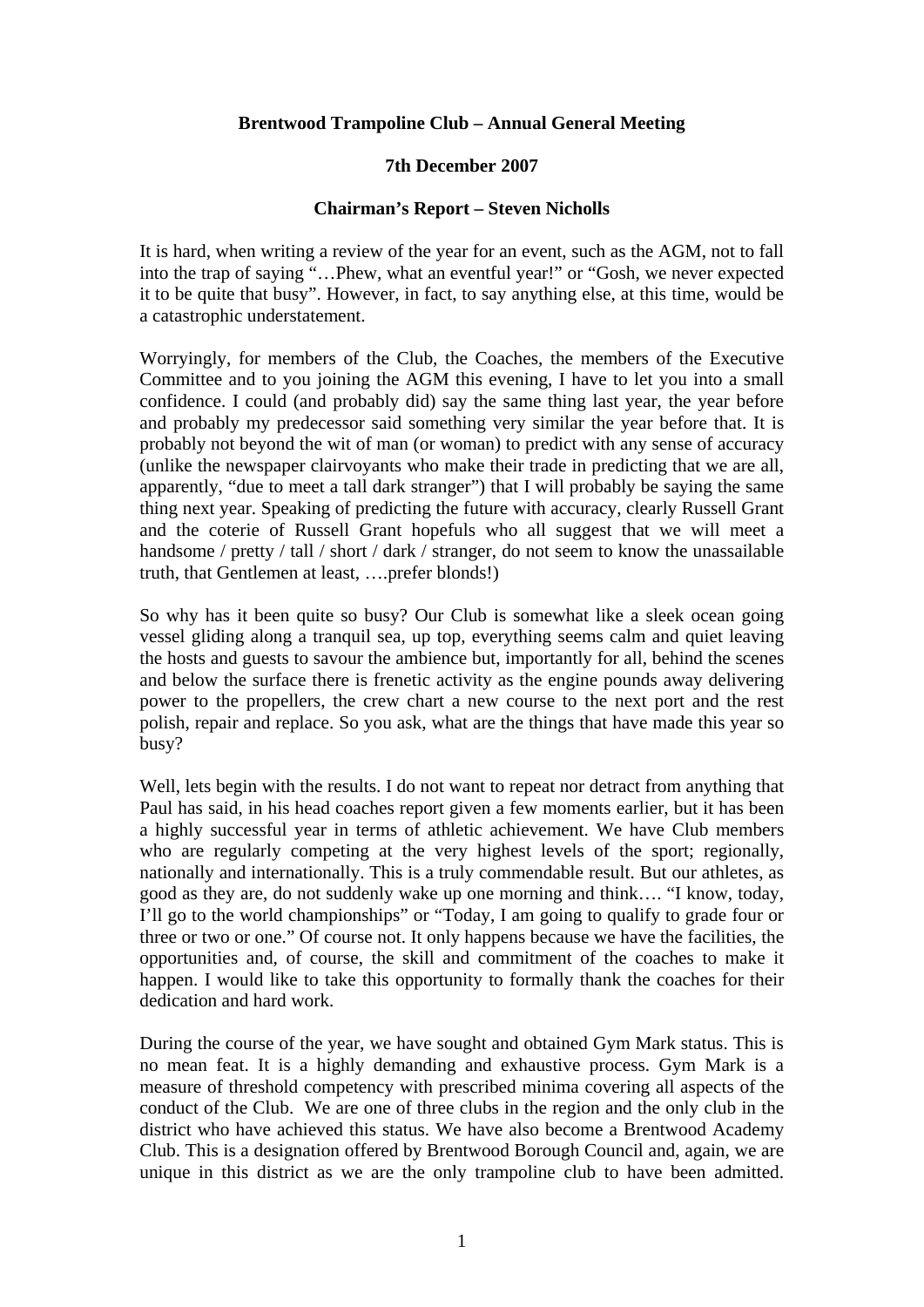**Brentwood Trampoline Club – Annual General Meeting**

**7th December 2007**

**Chairman's Report – Steven Nicholls**

It is hard, when writing a review of the year for an event, such as the AGM, not to fall into the trap of saying "…Phew, what an eventful year!" or "Gosh, we never expected it to be quite that busy". However, in fact, to say anything else, at this time, would be a catastrophic understatement.

Worryingly, for members of the Club, the Coaches, the members of the Executive Committee and to you joining the AGM this evening, I have to let you into a small confidence. I could (and probably did) say the same thing last year, the year before and probably my predecessor said something very similar the year before that. It is probably not beyond the wit of man (or woman) to predict with any sense of accuracy (unlike the newspaper clairvoyants who make their trade in predicting that we are all, apparently, "due to meet a tall dark stranger") that I will probably be saying the same thing next year. Speaking of predicting the future with accuracy, clearly Russell Grant and the coterie of Russell Grant hopefuls who all suggest that we will meet a handsome / pretty / tall / short / dark / stranger, do not seem to know the unassailable truth, that Gentlemen at least, ….prefer blonds!)

So why has it been quite so busy? Our Club is somewhat like a sleek ocean going vessel gliding along a tranquil sea, up top, everything seems calm and quiet leaving the hosts and guests to savour the ambience but, importantly for all, behind the scenes and below the surface there is frenetic activity as the engine pounds away delivering power to the propellers, the crew chart a new course to the next port and the rest polish, repair and replace. So you ask, what are the things that have made this year so busy?

Well, lets begin with the results. I do not want to repeat nor detract from anything that Paul has said, in his head coaches report given a few moments earlier, but it has been a highly successful year in terms of athletic achievement. We have Club members who are regularly competing at the very highest levels of the sport; regionally, nationally and internationally. This is a truly commendable result. But our athletes, as good as they are, do not suddenly wake up one morning and think…. "I know, today, I'll go to the world championships" or "Today, I am going to qualify to grade four or three or two or one." Of course not. It only happens because we have the facilities, the opportunities and, of course, the skill and commitment of the coaches to make it happen. I would like to take this opportunity to formally thank the coaches for their dedication and hard work.

During the course of the year, we have sought and obtained Gym Mark status. This is no mean feat. It is a highly demanding and exhaustive process. Gym Mark is a measure of threshold competency with prescribed minima covering all aspects of the conduct of the Club. We are one of three clubs in the region and the only club in the district who have achieved this status. We have also become a Brentwood Academy Club. This is a designation offered by Brentwood Borough Council and, again, we are unique in this district as we are the only trampoline club to have been admitted.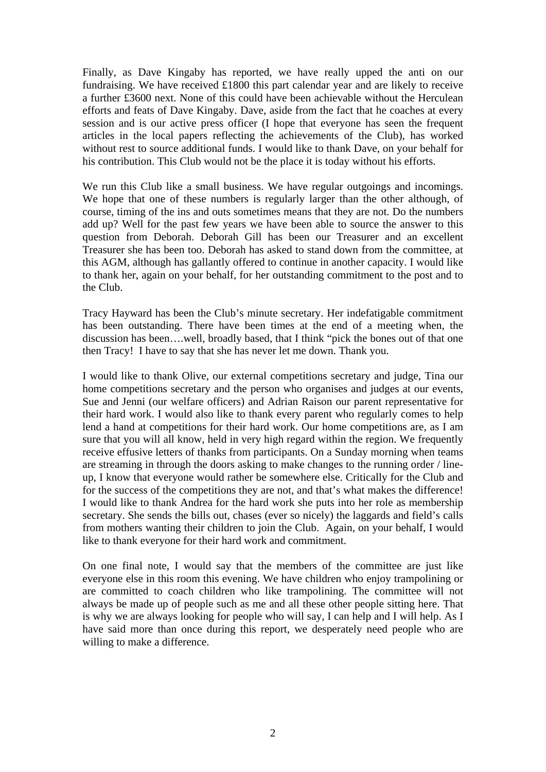Finally, as Dave Kingaby has reported, we have really upped the anti on our fundraising. We have received £1800 this part calendar year and are likely to receive a further £3600 next. None of this could have been achievable without the Herculean efforts and feats of Dave Kingaby. Dave, aside from the fact that he coaches at every session and is our active press officer (I hope that everyone has seen the frequent articles in the local papers reflecting the achievements of the Club), has worked without rest to source additional funds. I would like to thank Dave, on your behalf for his contribution. This Club would not be the place it is today without his efforts.

We run this Club like a small business. We have regular outgoings and incomings. We hope that one of these numbers is regularly larger than the other although, of course, timing of the ins and outs sometimes means that they are not. Do the numbers add up? Well for the past few years we have been able to source the answer to this question from Deborah. Deborah Gill has been our Treasurer and an excellent Treasurer she has been too. Deborah has asked to stand down from the committee, at this AGM, although has gallantly offered to continue in another capacity. I would like to thank her, again on your behalf, for her outstanding commitment to the post and to the Club.

Tracy Hayward has been the Club's minute secretary. Her indefatigable commitment has been outstanding. There have been times at the end of a meeting when, the discussion has been….well, broadly based, that I think "pick the bones out of that one then Tracy! I have to say that she has never let me down. Thank you.

I would like to thank Olive, our external competitions secretary and judge, Tina our home competitions secretary and the person who organises and judges at our events, Sue and Jenni (our welfare officers) and Adrian Raison our parent representative for their hard work. I would also like to thank every parent who regularly comes to help lend a hand at competitions for their hard work. Our home competitions are, as I am sure that you will all know, held in very high regard within the region. We frequently receive effusive letters of thanks from participants. On a Sunday morning when teams are streaming in through the doors asking to make changes to the running order / line-up, I know that everyone would rather be somewhere else. Critically for the Club and for the success of the competitions they are not, and that's what makes the difference! I would like to thank Andrea for the hard work she puts into her role as membership secretary. She sends the bills out, chases (ever so nicely) the laggards and field's calls from mothers wanting their children to join the Club. Again, on your behalf, I would like to thank everyone for their hard work and commitment.

On one final note, I would say that the members of the committee are just like everyone else in this room this evening. We have children who enjoy trampolining or are committed to coach children who like trampolining. The committee will not always be made up of people such as me and all these other people sitting here. That is why we are always looking for people who will say, I can help and I will help. As I have said more than once during this report, we desperately need people who are willing to make a difference.